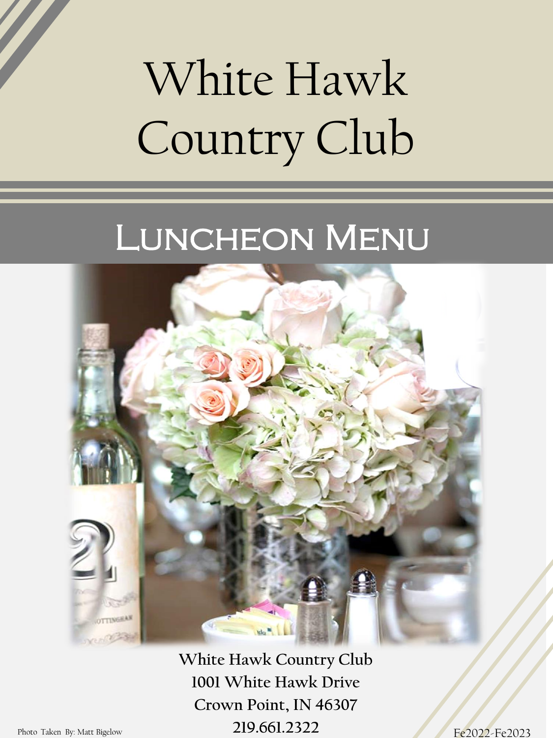# White Hawk Country Club

## Luncheon Menu

**White Hawk Country Club**
**1001 White Hawk Drive**
**Crown Point, IN 46307**
**219.661.2322**

Photo Taken By: Matt Bigelow

Fe2022-Fe2023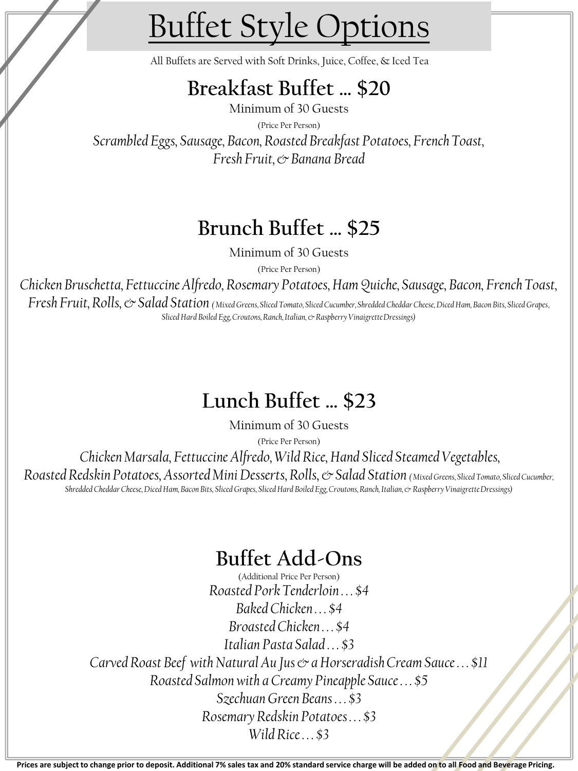# Buffet Style Options

All Buffets are Served with Soft Drinks, Juice, Coffee, & Iced Tea

## Breakfast Buffet … $20

Minimum of 30 Guests

(Price Per Person)

*Scrambled Eggs, Sausage, Bacon, Roasted Breakfast Potatoes, French Toast, Fresh Fruit, & Banana Bread*

## Brunch Buffet … $25

Minimum of 30 Guests

(Price Per Person)

*Chicken Bruschetta, Fettuccine Alfredo, Rosemary Potatoes, Ham Quiche, Sausage, Bacon, French Toast, Fresh Fruit, Rolls, & Salad Station (Mixed Greens, Sliced Tomato, Sliced Cucumber, Shredded Cheddar Cheese, Diced Ham, Bacon Bits, Sliced Grapes, Sliced Hard Boiled Egg, Croutons, Ranch, Italian, & Raspberry Vinaigrette Dressings)*

## Lunch Buffet … $23

Minimum of 30 Guests

(Price Per Person)

*Chicken Marsala, Fettuccine Alfredo, Wild Rice, Hand Sliced Steamed Vegetables, Roasted Redskin Potatoes, Assorted Mini Desserts, Rolls, & Salad Station (Mixed Greens, Sliced Tomato, Sliced Cucumber, Shredded Cheddar Cheese, Diced Ham, Bacon Bits, Sliced Grapes, Sliced Hard Boiled Egg, Croutons, Ranch, Italian, & Raspberry Vinaigrette Dressings)*

## Buffet Add-Ons

(Additional Price Per Person)

*Roasted Pork Tenderloin … $4*

*Baked Chicken … $4*

*Broasted Chicken … $4*

*Italian Pasta Salad … $3*

*Carved Roast Beef with Natural Au Jus & a Horseradish Cream Sauce … $11*

*Roasted Salmon with a Creamy Pineapple Sauce … $5*

*Szechuan Green Beans … $3*

*Rosemary Redskin Potatoes … $3*

*Wild Rice … $3*

**Prices are subject to change prior to deposit. Additional 7% sales tax and 20% standard service charge will be added on to all Food and Beverage Pricing.**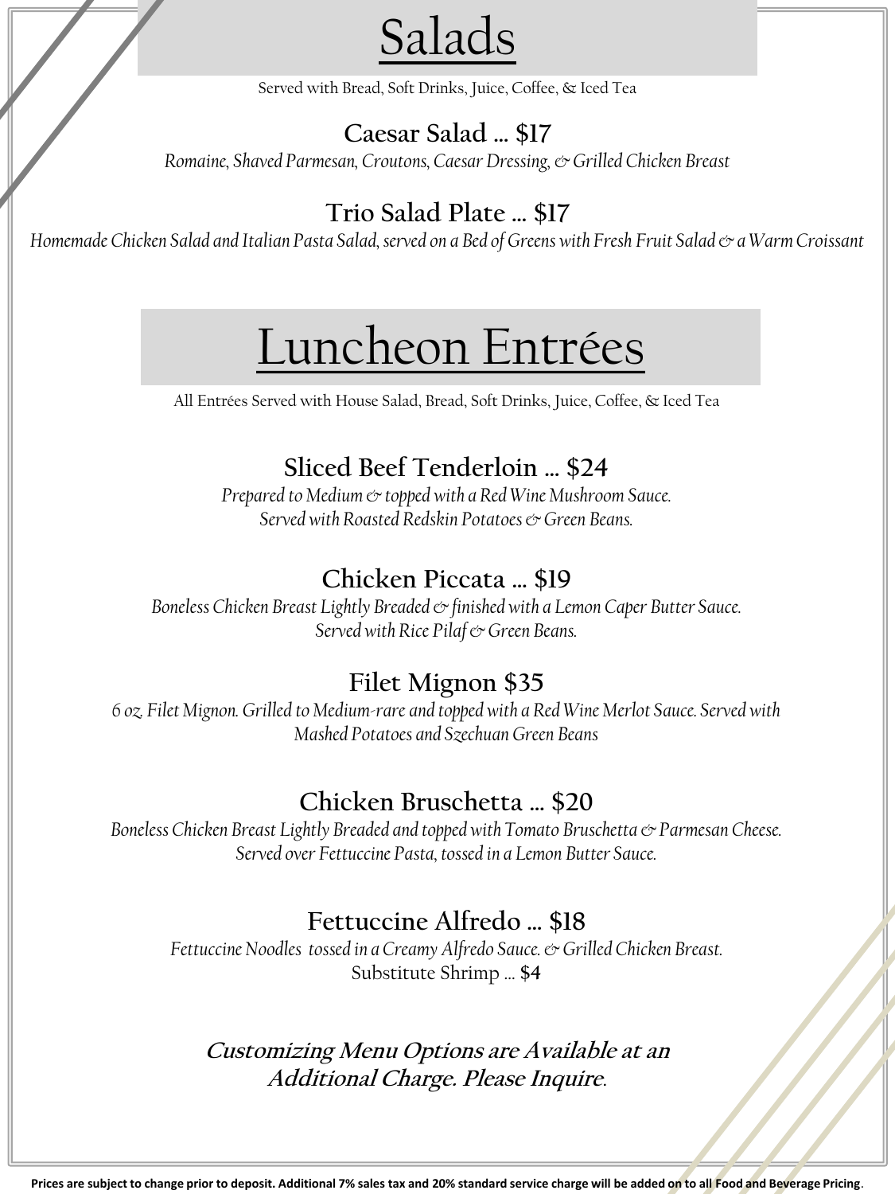# Salads

Served with Bread, Soft Drinks, Juice, Coffee, & Iced Tea

### Caesar Salad … $17

*Romaine, Shaved Parmesan, Croutons, Caesar Dressing, & Grilled Chicken Breast*

### Trio Salad Plate … $17

*Homemade Chicken Salad and Italian Pasta Salad, served on a Bed of Greens with Fresh Fruit Salad & a Warm Croissant*

# Luncheon Entrées

All Entrées Served with House Salad, Bread, Soft Drinks, Juice, Coffee, & Iced Tea

### Sliced Beef Tenderloin … $24

*Prepared to Medium & topped with a Red Wine Mushroom Sauce.*
*Served with Roasted Redskin Potatoes & Green Beans.*

### Chicken Piccata … $19

*Boneless Chicken Breast Lightly Breaded & finished with a Lemon Caper Butter Sauce.*
*Served with Rice Pilaf & Green Beans.*

### Filet Mignon $35

*6 oz. Filet Mignon. Grilled to Medium-rare and topped with a Red Wine Merlot Sauce. Served with Mashed Potatoes and Szechuan Green Beans*

### Chicken Bruschetta … $20

*Boneless Chicken Breast Lightly Breaded and topped with Tomato Bruschetta & Parmesan Cheese.*
*Served over Fettuccine Pasta, tossed in a Lemon Butter Sauce.*

### Fettuccine Alfredo … $18

*Fettuccine Noodles tossed in a Creamy Alfredo Sauce. & Grilled Chicken Breast.*
Substitute Shrimp … $4

***Customizing Menu Options are Available at an Additional Charge. Please Inquire.***

**Prices are subject to change prior to deposit. Additional 7% sales tax and 20% standard service charge will be added on to all Food and Beverage Pricing.**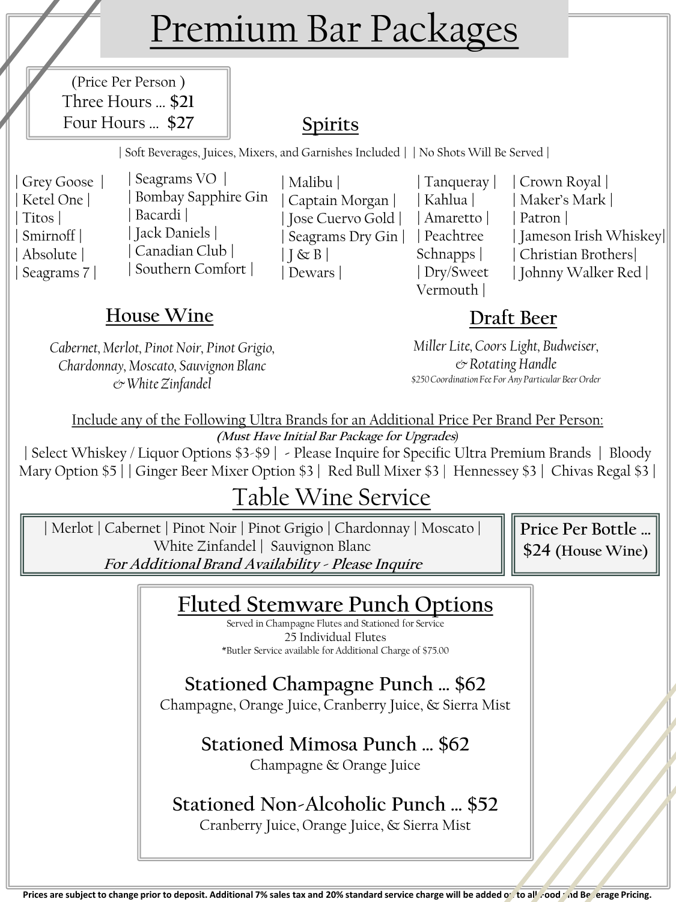# Premium Bar Packages

(Price Per Person )
Three Hours ... **$21**
Four Hours ... **$27**

## Spirits

| Soft Beverages, Juices, Mixers, and Garnishes Included | | No Shots Will Be Served |

| Grey Goose | Ketel One | Titos | Smirnoff | Absolute | Seagrams 7 |

| Seagrams VO | Bombay Sapphire Gin | Bacardi | Jack Daniels | Canadian Club | Southern Comfort |

| Malibu | Captain Morgan | Jose Cuervo Gold | Seagrams Dry Gin | J & B | Dewars |

| Tanqueray | Kahlua | Amaretto | Peachtree Schnapps | Dry/Sweet Vermouth |

| Crown Royal | Maker's Mark | Patron | Jameson Irish Whiskey| Christian Brothers| Johnny Walker Red |

## House Wine

*Cabernet, Merlot, Pinot Noir, Pinot Grigio, Chardonnay, Moscato, Sauvignon Blanc & White Zinfandel*

## Draft Beer

*Miller Lite, Coors Light, Budweiser, & Rotating Handle*

*$250 Coordination Fee For Any Particular Beer Order*

Include any of the Following Ultra Brands for an Additional Price Per Brand Per Person:
***(Must Have Initial Bar Package for Upgrades)***

| Select Whiskey / Liquor Options $3-$9 | - Please Inquire for Specific Ultra Premium Brands | Bloody Mary Option $5 | | Ginger Beer Mixer Option $3 | Red Bull Mixer $3 | Hennessey $3 | Chivas Regal $3 |

# Table Wine Service

| Merlot | Cabernet | Pinot Noir | Pinot Grigio | Chardonnay | Moscato | White Zinfandel | Sauvignon Blanc
***For Additional Brand Availability - Please Inquire***

**Price Per Bottle ... $24 (House Wine)**

## Fluted Stemware Punch Options

Served in Champagne Flutes and Stationed for Service
25 Individual Flutes
*Butler Service available for Additional Charge of $75.00

### Stationed Champagne Punch ... $62
Champagne, Orange Juice, Cranberry Juice, & Sierra Mist

### Stationed Mimosa Punch ... $62
Champagne & Orange Juice

### Stationed Non-Alcoholic Punch ... $52
Cranberry Juice, Orange Juice, & Sierra Mist

**Prices are subject to change prior to deposit. Additional 7% sales tax and 20% standard service charge will be added on to all Food and Beverage Pricing.**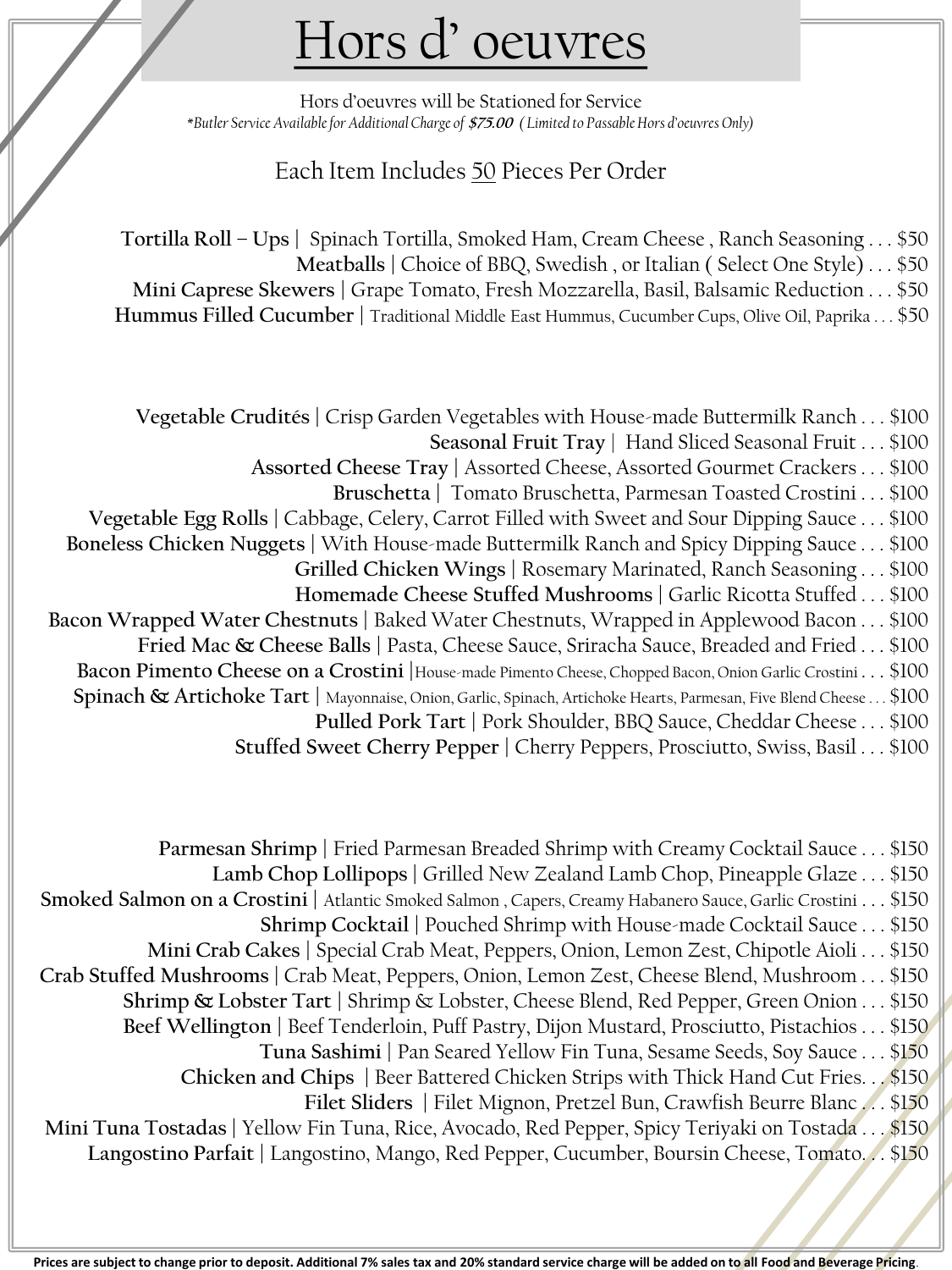# Hors d' oeuvres

Hors d'oeuvres will be Stationed for Service

*\*Butler Service Available for Additional Charge of **$75.00** ( Limited to Passable Hors d'oeuvres Only)*

Each Item Includes 50 Pieces Per Order

**Tortilla Roll – Ups** | Spinach Tortilla, Smoked Ham, Cream Cheese , Ranch Seasoning . . . $50

**Meatballs** | Choice of BBQ, Swedish , or Italian ( Select One Style) . . . $50

**Mini Caprese Skewers** | Grape Tomato, Fresh Mozzarella, Basil, Balsamic Reduction . . . $50

**Hummus Filled Cucumber** | Traditional Middle East Hummus, Cucumber Cups, Olive Oil, Paprika . . . $50

**Vegetable Crudités** | Crisp Garden Vegetables with House-made Buttermilk Ranch . . . $100

**Seasonal Fruit Tray** | Hand Sliced Seasonal Fruit . . . $100

**Assorted Cheese Tray** | Assorted Cheese, Assorted Gourmet Crackers . . . $100

**Bruschetta** | Tomato Bruschetta, Parmesan Toasted Crostini . . . $100

**Vegetable Egg Rolls** | Cabbage, Celery, Carrot Filled with Sweet and Sour Dipping Sauce . . . $100

**Boneless Chicken Nuggets** | With House-made Buttermilk Ranch and Spicy Dipping Sauce . . . $100

**Grilled Chicken Wings** | Rosemary Marinated, Ranch Seasoning . . . $100

**Homemade Cheese Stuffed Mushrooms** | Garlic Ricotta Stuffed . . . $100

**Bacon Wrapped Water Chestnuts** | Baked Water Chestnuts, Wrapped in Applewood Bacon . . . $100

**Fried Mac & Cheese Balls** | Pasta, Cheese Sauce, Sriracha Sauce, Breaded and Fried . . . $100

**Bacon Pimento Cheese on a Crostini** | House-made Pimento Cheese, Chopped Bacon, Onion Garlic Crostini . . . $100

**Spinach & Artichoke Tart** | Mayonnaise, Onion, Garlic, Spinach, Artichoke Hearts, Parmesan, Five Blend Cheese . . . $100

**Pulled Pork Tart** | Pork Shoulder, BBQ Sauce, Cheddar Cheese . . . $100

**Stuffed Sweet Cherry Pepper** | Cherry Peppers, Prosciutto, Swiss, Basil . . . $100

**Parmesan Shrimp** | Fried Parmesan Breaded Shrimp with Creamy Cocktail Sauce . . . $150

**Lamb Chop Lollipops** | Grilled New Zealand Lamb Chop, Pineapple Glaze . . . $150

**Smoked Salmon on a Crostini** | Atlantic Smoked Salmon , Capers, Creamy Habanero Sauce, Garlic Crostini . . . $150

**Shrimp Cocktail** | Pouched Shrimp with House-made Cocktail Sauce . . . $150

**Mini Crab Cakes** | Special Crab Meat, Peppers, Onion, Lemon Zest, Chipotle Aioli . . . $150

**Crab Stuffed Mushrooms** | Crab Meat, Peppers, Onion, Lemon Zest, Cheese Blend, Mushroom . . . $150

**Shrimp & Lobster Tart** | Shrimp & Lobster, Cheese Blend, Red Pepper, Green Onion . . . $150

**Beef Wellington** | Beef Tenderloin, Puff Pastry, Dijon Mustard, Prosciutto, Pistachios . . . $150

**Tuna Sashimi** | Pan Seared Yellow Fin Tuna, Sesame Seeds, Soy Sauce . . . $150

**Chicken and Chips** | Beer Battered Chicken Strips with Thick Hand Cut Fries. . . $150

**Filet Sliders** | Filet Mignon, Pretzel Bun, Crawfish Beurre Blanc . . . $150

**Mini Tuna Tostadas** | Yellow Fin Tuna, Rice, Avocado, Red Pepper, Spicy Teriyaki on Tostada . . . $150

**Langostino Parfait** | Langostino, Mango, Red Pepper, Cucumber, Boursin Cheese, Tomato. . . $150

**Prices are subject to change prior to deposit. Additional 7% sales tax and 20% standard service charge will be added on to all Food and Beverage Pricing**.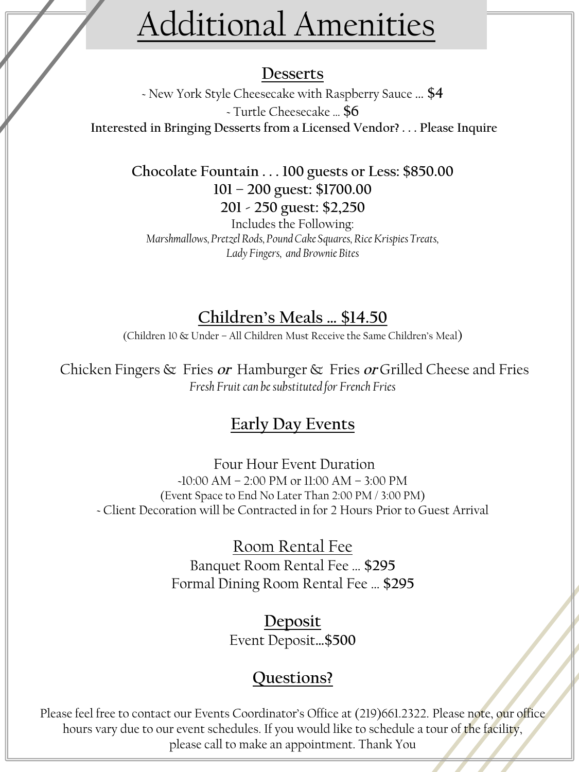# Additional Amenities

## Desserts

- New York Style Cheesecake with Raspberry Sauce … **$4**
- Turtle Cheesecake … **$6**

**Interested in Bringing Desserts from a Licensed Vendor? . . . Please Inquire**

**Chocolate Fountain . . . 100 guests or Less: $850.00**
**101 – 200 guest: $1700.00**
**201 - 250 guest: $2,250**

Includes the Following:
*Marshmallows, Pretzel Rods, Pound Cake Squares, Rice Krispies Treats, Lady Fingers, and Brownie Bites*

## Children's Meals … $14.50

(Children 10 & Under – All Children Must Receive the Same Children's Meal)

Chicken Fingers & Fries ***or*** Hamburger & Fries ***or*** Grilled Cheese and Fries
*Fresh Fruit can be substituted for French Fries*

## Early Day Events

Four Hour Event Duration
-10:00 AM – 2:00 PM or 11:00 AM – 3:00 PM
(Event Space to End No Later Than 2:00 PM / 3:00 PM)
- Client Decoration will be Contracted in for 2 Hours Prior to Guest Arrival

### Room Rental Fee

Banquet Room Rental Fee … **$295**
Formal Dining Room Rental Fee … **$295**

## Deposit

Event Deposit…**$500**

## Questions?

Please feel free to contact our Events Coordinator's Office at (219)661.2322. Please note, our office hours vary due to our event schedules. If you would like to schedule a tour of the facility, please call to make an appointment. Thank You